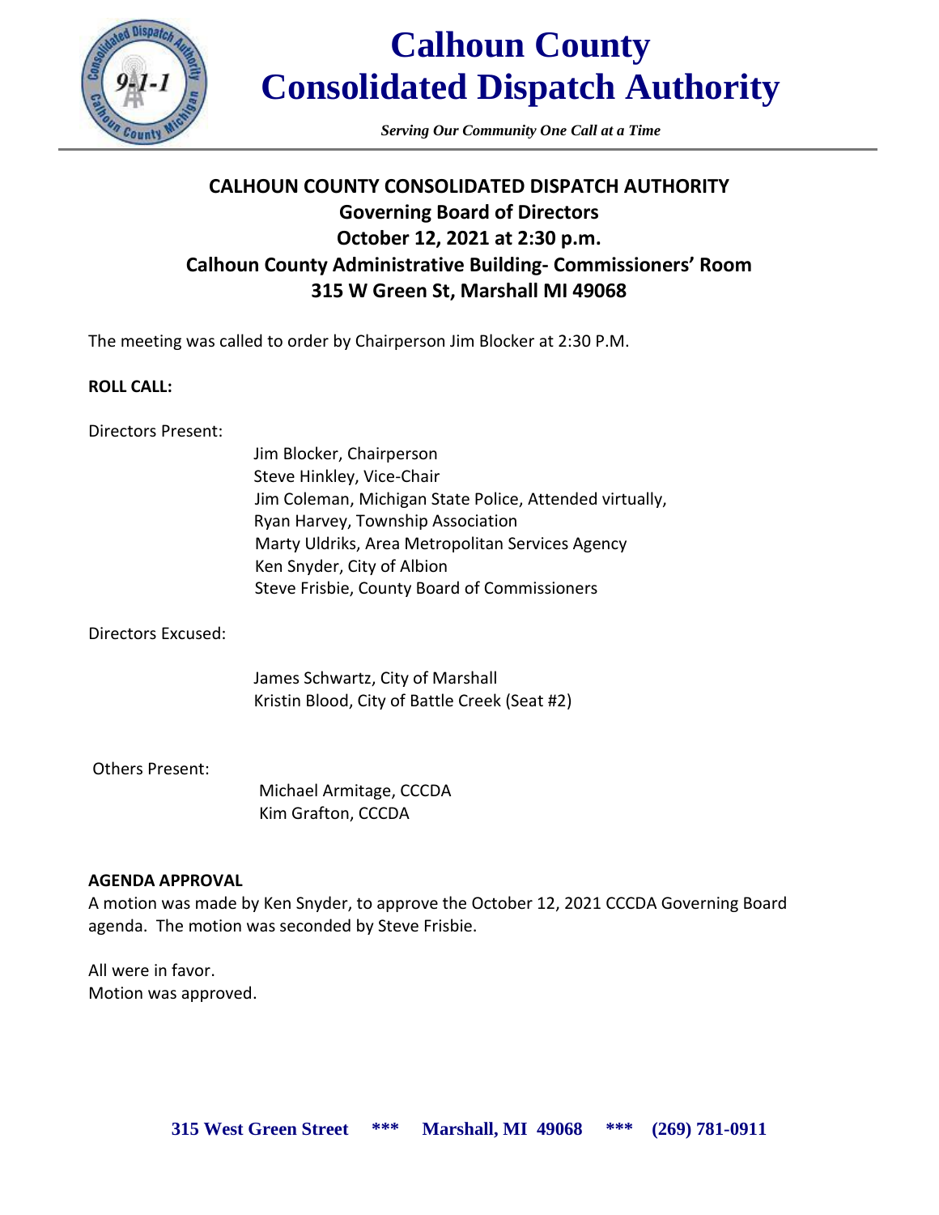# Calhoun County Consolidated Dispatch Authority

*Serving Our Community One Call at a Time*

## CALHOUN COUNTY CONSOLIDATED DISPATCH AUTHORITY
## Governing Board of Directors
## October 12, 2021 at 2:30 p.m.
## Calhoun County Administrative Building- Commissioners' Room
## 315 W Green St, Marshall MI 49068

The meeting was called to order by Chairperson Jim Blocker at 2:30 P.M.

**ROLL CALL:**

Directors Present:

Jim Blocker, Chairperson
Steve Hinkley, Vice-Chair
Jim Coleman, Michigan State Police, Attended virtually,
Ryan Harvey, Township Association
Marty Uldriks, Area Metropolitan Services Agency
Ken Snyder, City of Albion
Steve Frisbie, County Board of Commissioners

Directors Excused:

James Schwartz, City of Marshall
Kristin Blood, City of Battle Creek (Seat #2)

Others Present:

Michael Armitage, CCCDA
Kim Grafton, CCCDA

**AGENDA APPROVAL**

A motion was made by Ken Snyder, to approve the October 12, 2021 CCCDA Governing Board agenda. The motion was seconded by Steve Frisbie.

All were in favor.
Motion was approved.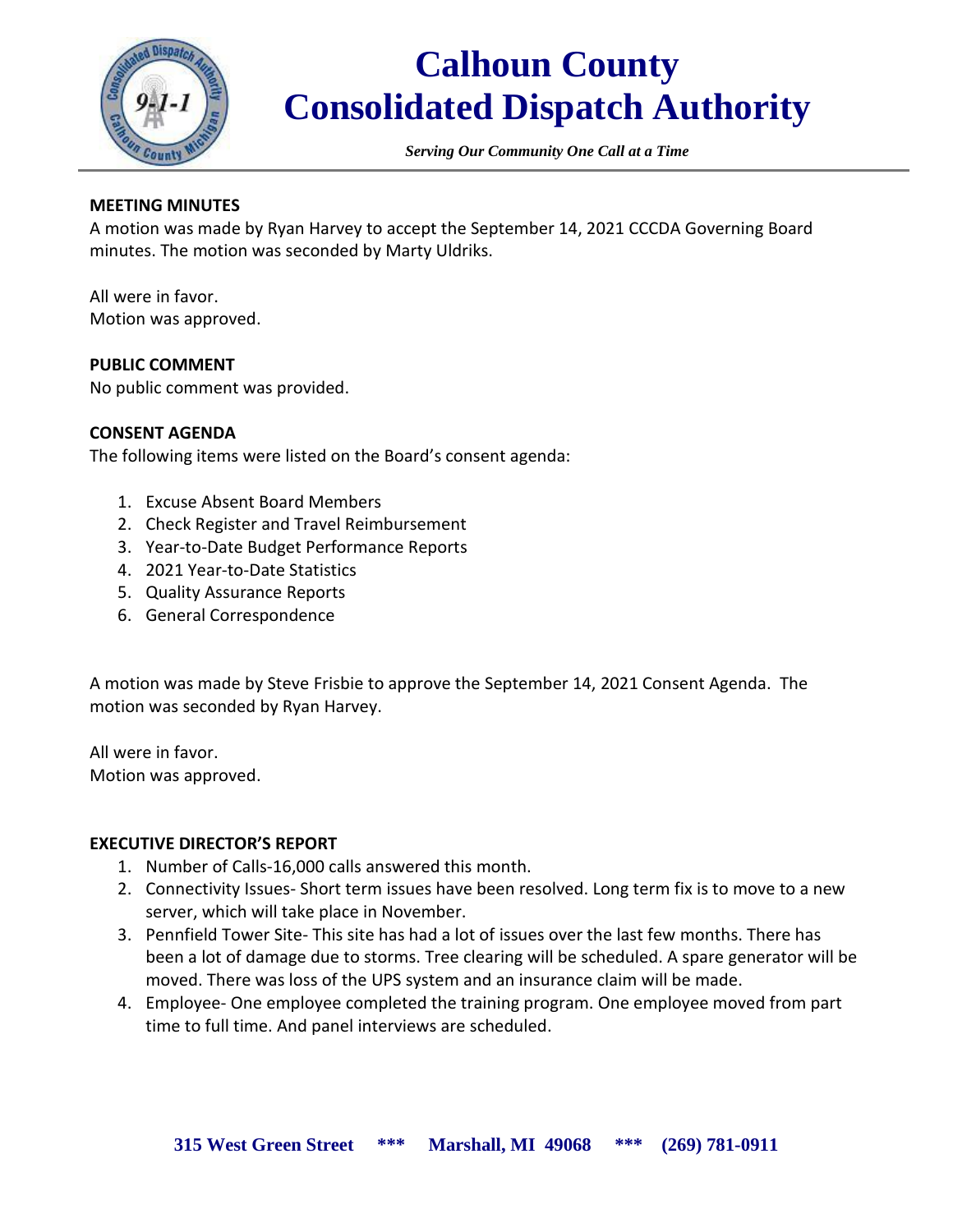# Calhoun County Consolidated Dispatch Authority

*Serving Our Community One Call at a Time*

**MEETING MINUTES**

A motion was made by Ryan Harvey to accept the September 14, 2021 CCCDA Governing Board minutes. The motion was seconded by Marty Uldriks.

All were in favor.
Motion was approved.

**PUBLIC COMMENT**

No public comment was provided.

**CONSENT AGENDA**

The following items were listed on the Board's consent agenda:

1. Excuse Absent Board Members
2. Check Register and Travel Reimbursement
3. Year-to-Date Budget Performance Reports
4. 2021 Year-to-Date Statistics
5. Quality Assurance Reports
6. General Correspondence

A motion was made by Steve Frisbie to approve the September 14, 2021 Consent Agenda. The motion was seconded by Ryan Harvey.

All were in favor.
Motion was approved.

**EXECUTIVE DIRECTOR'S REPORT**

1. Number of Calls-16,000 calls answered this month.
2. Connectivity Issues- Short term issues have been resolved. Long term fix is to move to a new server, which will take place in November.
3. Pennfield Tower Site- This site has had a lot of issues over the last few months. There has been a lot of damage due to storms. Tree clearing will be scheduled. A spare generator will be moved. There was loss of the UPS system and an insurance claim will be made.
4. Employee- One employee completed the training program. One employee moved from part time to full time. And panel interviews are scheduled.

**315 West Green Street \*\*\* Marshall, MI 49068 \*\*\* (269) 781-0911**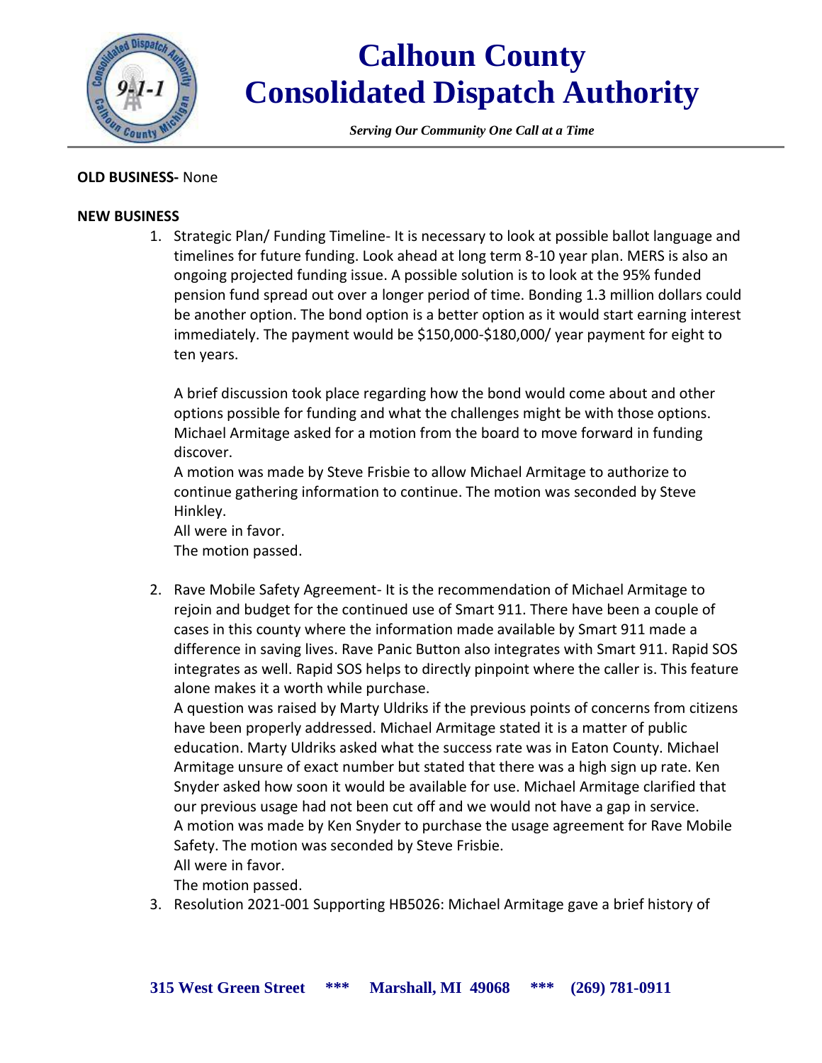**OLD BUSINESS-** None

**NEW BUSINESS**

1. Strategic Plan/ Funding Timeline- It is necessary to look at possible ballot language and timelines for future funding. Look ahead at long term 8-10 year plan. MERS is also an ongoing projected funding issue. A possible solution is to look at the 95% funded pension fund spread out over a longer period of time. Bonding 1.3 million dollars could be another option. The bond option is a better option as it would start earning interest immediately. The payment would be $150,000-$180,000/ year payment for eight to ten years.

   A brief discussion took place regarding how the bond would come about and other options possible for funding and what the challenges might be with those options. Michael Armitage asked for a motion from the board to move forward in funding discover.
   A motion was made by Steve Frisbie to allow Michael Armitage to authorize to continue gathering information to continue. The motion was seconded by Steve Hinkley.
   All were in favor.
   The motion passed.

2. Rave Mobile Safety Agreement- It is the recommendation of Michael Armitage to rejoin and budget for the continued use of Smart 911. There have been a couple of cases in this county where the information made available by Smart 911 made a difference in saving lives. Rave Panic Button also integrates with Smart 911. Rapid SOS integrates as well. Rapid SOS helps to directly pinpoint where the caller is. This feature alone makes it a worth while purchase.
   A question was raised by Marty Uldriks if the previous points of concerns from citizens have been properly addressed. Michael Armitage stated it is a matter of public education. Marty Uldriks asked what the success rate was in Eaton County. Michael Armitage unsure of exact number but stated that there was a high sign up rate. Ken Snyder asked how soon it would be available for use. Michael Armitage clarified that our previous usage had not been cut off and we would not have a gap in service.
   A motion was made by Ken Snyder to purchase the usage agreement for Rave Mobile Safety. The motion was seconded by Steve Frisbie.
   All were in favor.
   The motion passed.

3. Resolution 2021-001 Supporting HB5026: Michael Armitage gave a brief history of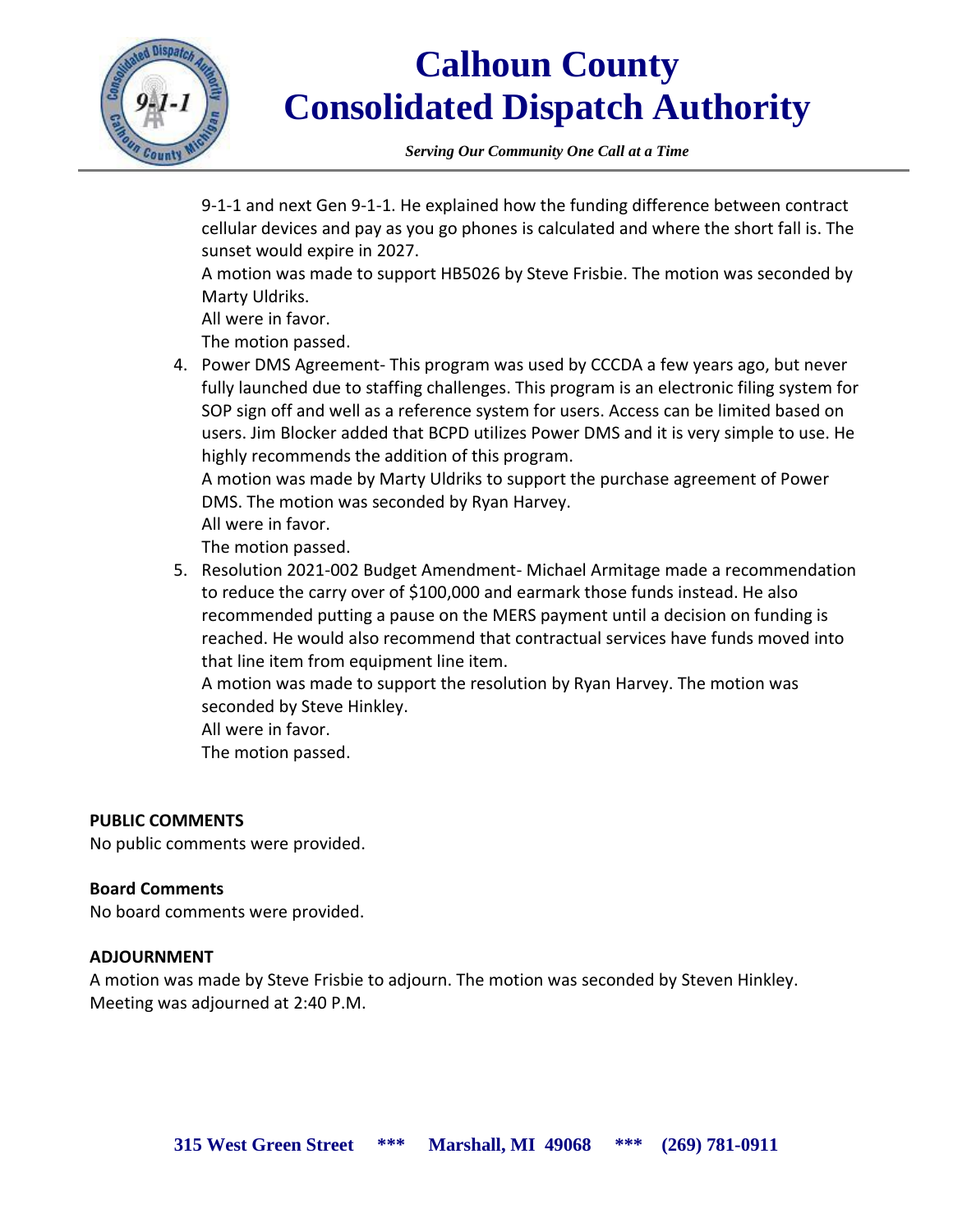9-1-1 and next Gen 9-1-1. He explained how the funding difference between contract cellular devices and pay as you go phones is calculated and where the short fall is. The sunset would expire in 2027.
A motion was made to support HB5026 by Steve Frisbie. The motion was seconded by Marty Uldriks.
All were in favor.
The motion passed.

4. Power DMS Agreement- This program was used by CCCDA a few years ago, but never fully launched due to staffing challenges. This program is an electronic filing system for SOP sign off and well as a reference system for users. Access can be limited based on users. Jim Blocker added that BCPD utilizes Power DMS and it is very simple to use. He highly recommends the addition of this program.
A motion was made by Marty Uldriks to support the purchase agreement of Power DMS. The motion was seconded by Ryan Harvey.
All were in favor.
The motion passed.
5. Resolution 2021-002 Budget Amendment- Michael Armitage made a recommendation to reduce the carry over of $100,000 and earmark those funds instead. He also recommended putting a pause on the MERS payment until a decision on funding is reached. He would also recommend that contractual services have funds moved into that line item from equipment line item.
A motion was made to support the resolution by Ryan Harvey. The motion was seconded by Steve Hinkley.
All were in favor.
The motion passed.

**PUBLIC COMMENTS**

No public comments were provided.

**Board Comments**

No board comments were provided.

**ADJOURNMENT**

A motion was made by Steve Frisbie to adjourn. The motion was seconded by Steven Hinkley.
Meeting was adjourned at 2:40 P.M.